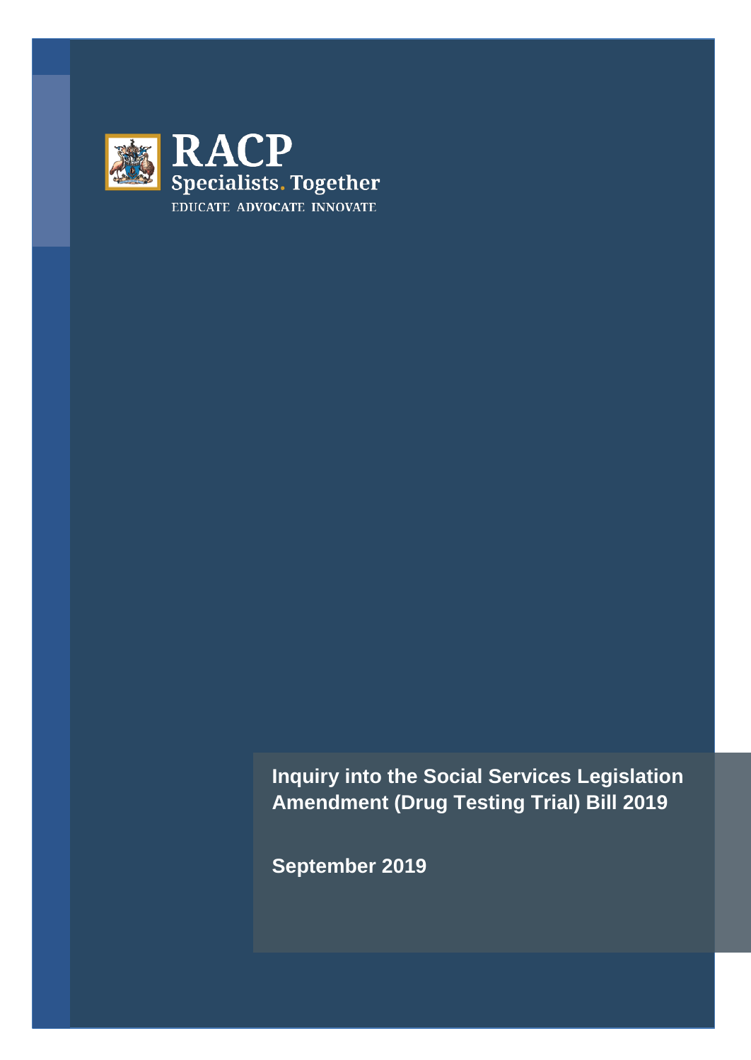RACP

Specialists. Together

EDUCATE ADVOCATE INNOVATE

# Inquiry into the Social Services Legislation Amendment (Drug Testing Trial) Bill 2019

**September 2019**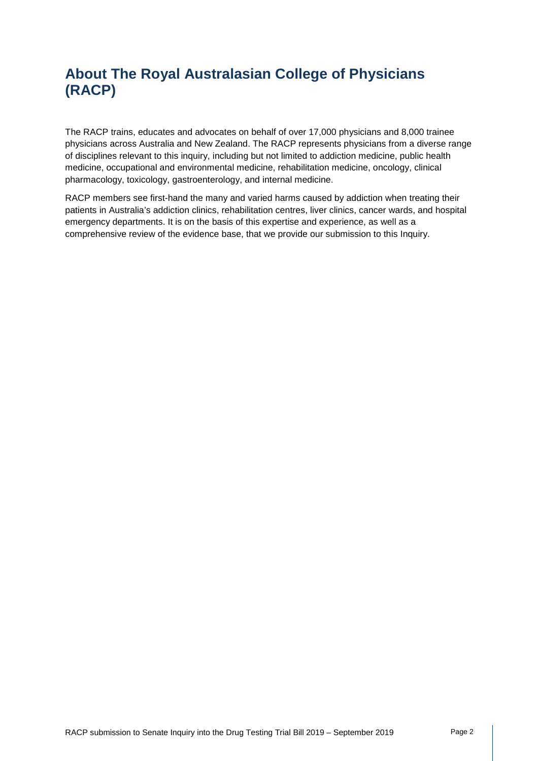# About The Royal Australasian College of Physicians (RACP)

The RACP trains, educates and advocates on behalf of over 17,000 physicians and 8,000 trainee physicians across Australia and New Zealand. The RACP represents physicians from a diverse range of disciplines relevant to this inquiry, including but not limited to addiction medicine, public health medicine, occupational and environmental medicine, rehabilitation medicine, oncology, clinical pharmacology, toxicology, gastroenterology, and internal medicine.

RACP members see first-hand the many and varied harms caused by addiction when treating their patients in Australia's addiction clinics, rehabilitation centres, liver clinics, cancer wards, and hospital emergency departments. It is on the basis of this expertise and experience, as well as a comprehensive review of the evidence base, that we provide our submission to this Inquiry.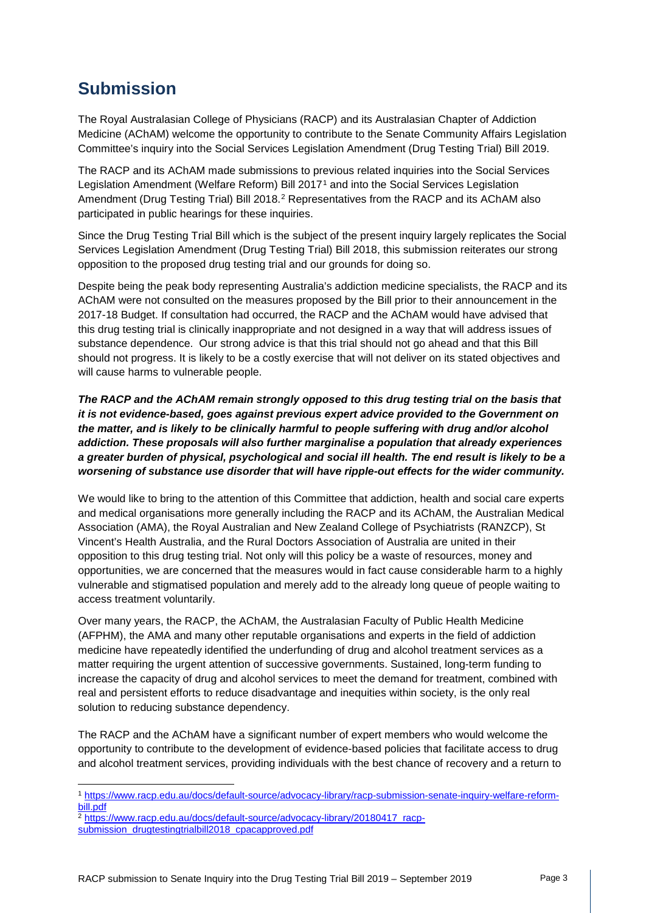## Submission

The Royal Australasian College of Physicians (RACP) and its Australasian Chapter of Addiction Medicine (AChAM) welcome the opportunity to contribute to the Senate Community Affairs Legislation Committee's inquiry into the Social Services Legislation Amendment (Drug Testing Trial) Bill 2019.

The RACP and its AChAM made submissions to previous related inquiries into the Social Services Legislation Amendment (Welfare Reform) Bill 2017[1] and into the Social Services Legislation Amendment (Drug Testing Trial) Bill 2018.[2] Representatives from the RACP and its AChAM also participated in public hearings for these inquiries.

Since the Drug Testing Trial Bill which is the subject of the present inquiry largely replicates the Social Services Legislation Amendment (Drug Testing Trial) Bill 2018, this submission reiterates our strong opposition to the proposed drug testing trial and our grounds for doing so.

Despite being the peak body representing Australia's addiction medicine specialists, the RACP and its AChAM were not consulted on the measures proposed by the Bill prior to their announcement in the 2017-18 Budget. If consultation had occurred, the RACP and the AChAM would have advised that this drug testing trial is clinically inappropriate and not designed in a way that will address issues of substance dependence. Our strong advice is that this trial should not go ahead and that this Bill should not progress. It is likely to be a costly exercise that will not deliver on its stated objectives and will cause harms to vulnerable people.

***The RACP and the AChAM remain strongly opposed to this drug testing trial on the basis that it is not evidence-based, goes against previous expert advice provided to the Government on the matter, and is likely to be clinically harmful to people suffering with drug and/or alcohol addiction. These proposals will also further marginalise a population that already experiences a greater burden of physical, psychological and social ill health. The end result is likely to be a worsening of substance use disorder that will have ripple-out effects for the wider community.***

We would like to bring to the attention of this Committee that addiction, health and social care experts and medical organisations more generally including the RACP and its AChAM, the Australian Medical Association (AMA), the Royal Australian and New Zealand College of Psychiatrists (RANZCP), St Vincent's Health Australia, and the Rural Doctors Association of Australia are united in their opposition to this drug testing trial. Not only will this policy be a waste of resources, money and opportunities, we are concerned that the measures would in fact cause considerable harm to a highly vulnerable and stigmatised population and merely add to the already long queue of people waiting to access treatment voluntarily.

Over many years, the RACP, the AChAM, the Australasian Faculty of Public Health Medicine (AFPHM), the AMA and many other reputable organisations and experts in the field of addiction medicine have repeatedly identified the underfunding of drug and alcohol treatment services as a matter requiring the urgent attention of successive governments. Sustained, long-term funding to increase the capacity of drug and alcohol services to meet the demand for treatment, combined with real and persistent efforts to reduce disadvantage and inequities within society, is the only real solution to reducing substance dependency.

The RACP and the AChAM have a significant number of expert members who would welcome the opportunity to contribute to the development of evidence-based policies that facilitate access to drug and alcohol treatment services, providing individuals with the best chance of recovery and a return to

---

[1] https://www.racp.edu.au/docs/default-source/advocacy-library/racp-submission-senate-inquiry-welfare-reform-bill.pdf

[2] https://www.racp.edu.au/docs/default-source/advocacy-library/20180417_racp-submission_drugtestingtrialbill2018_cpacapproved.pdf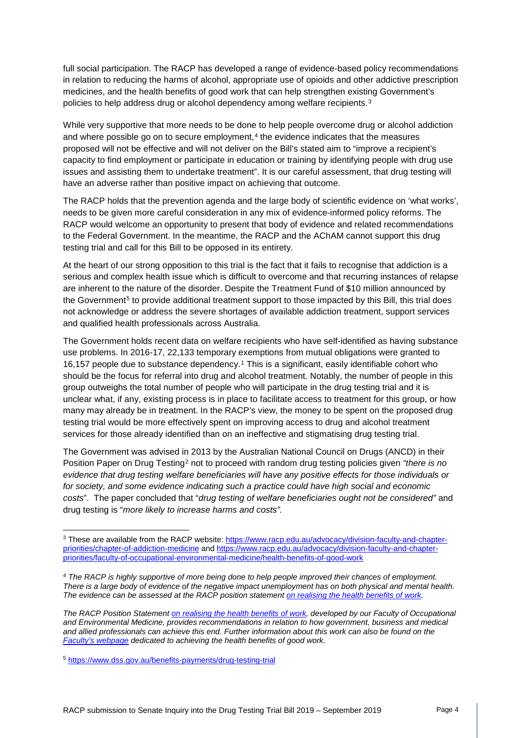full social participation. The RACP has developed a range of evidence-based policy recommendations in relation to reducing the harms of alcohol, appropriate use of opioids and other addictive prescription medicines, and the health benefits of good work that can help strengthen existing Government's policies to help address drug or alcohol dependency among welfare recipients.[3]

While very supportive that more needs to be done to help people overcome drug or alcohol addiction and where possible go on to secure employment,[4] the evidence indicates that the measures proposed will not be effective and will not deliver on the Bill's stated aim to "improve a recipient's capacity to find employment or participate in education or training by identifying people with drug use issues and assisting them to undertake treatment". It is our careful assessment, that drug testing will have an adverse rather than positive impact on achieving that outcome.

The RACP holds that the prevention agenda and the large body of scientific evidence on 'what works', needs to be given more careful consideration in any mix of evidence-informed policy reforms. The RACP would welcome an opportunity to present that body of evidence and related recommendations to the Federal Government. In the meantime, the RACP and the AChAM cannot support this drug testing trial and call for this Bill to be opposed in its entirety.

At the heart of our strong opposition to this trial is the fact that it fails to recognise that addiction is a serious and complex health issue which is difficult to overcome and that recurring instances of relapse are inherent to the nature of the disorder. Despite the Treatment Fund of $10 million announced by the Government[5] to provide additional treatment support to those impacted by this Bill, this trial does not acknowledge or address the severe shortages of available addiction treatment, support services and qualified health professionals across Australia.

The Government holds recent data on welfare recipients who have self-identified as having substance use problems. In 2016-17, 22,133 temporary exemptions from mutual obligations were granted to 16,157 people due to substance dependency.[1] This is a significant, easily identifiable cohort who should be the focus for referral into drug and alcohol treatment. Notably, the number of people in this group outweighs the total number of people who will participate in the drug testing trial and it is unclear what, if any, existing process is in place to facilitate access to treatment for this group, or how many may already be in treatment. In the RACP's view, the money to be spent on the proposed drug testing trial would be more effectively spent on improving access to drug and alcohol treatment services for those already identified than on an ineffective and stigmatising drug testing trial.

The Government was advised in 2013 by the Australian National Council on Drugs (ANCD) in their Position Paper on Drug Testing[2] not to proceed with random drug testing policies given *"there is no evidence that drug testing welfare beneficiaries will have any positive effects for those individuals or for society, and some evidence indicating such a practice could have high social and economic costs*". The paper concluded that "*drug testing of welfare beneficiaries ought not be considered"* and drug testing is "*more likely to increase harms and costs"*.

---

[3] These are available from the RACP website: https://www.racp.edu.au/advocacy/division-faculty-and-chapter-priorities/chapter-of-addiction-medicine and https://www.racp.edu.au/advocacy/division-faculty-and-chapter-priorities/faculty-of-occupational-environmental-medicine/health-benefits-of-good-work

[4] *The RACP is highly supportive of more being done to help people improved their chances of employment. There is a large body of evidence of the negative impact unemployment has on both physical and mental health. The evidence can be assessed at the RACP position statement on realising the health benefits of work.*

*The RACP Position Statement on realising the health benefits of work, developed by our Faculty of Occupational and Environmental Medicine, provides recommendations in relation to how government, business and medical and allied professionals can achieve this end. Further information about this work can also be found on the Faculty's webpage dedicated to achieving the health benefits of good work.*

[5] https://www.dss.gov.au/benefits-payments/drug-testing-trial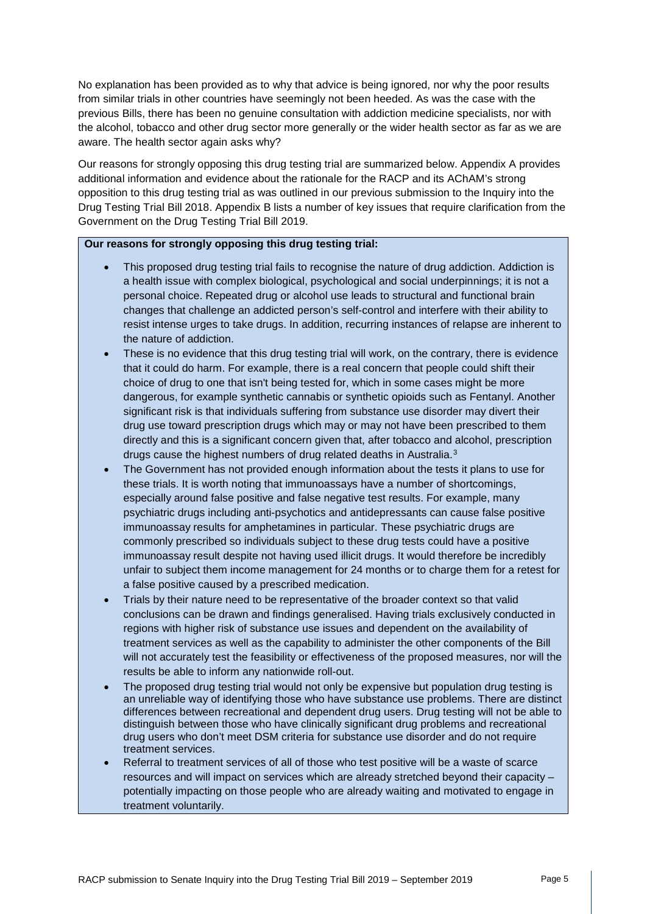No explanation has been provided as to why that advice is being ignored, nor why the poor results from similar trials in other countries have seemingly not been heeded. As was the case with the previous Bills, there has been no genuine consultation with addiction medicine specialists, nor with the alcohol, tobacco and other drug sector more generally or the wider health sector as far as we are aware. The health sector again asks why?

Our reasons for strongly opposing this drug testing trial are summarized below. Appendix A provides additional information and evidence about the rationale for the RACP and its AChAM's strong opposition to this drug testing trial as was outlined in our previous submission to the Inquiry into the Drug Testing Trial Bill 2018. Appendix B lists a number of key issues that require clarification from the Government on the Drug Testing Trial Bill 2019.

**Our reasons for strongly opposing this drug testing trial:**

- This proposed drug testing trial fails to recognise the nature of drug addiction. Addiction is a health issue with complex biological, psychological and social underpinnings; it is not a personal choice. Repeated drug or alcohol use leads to structural and functional brain changes that challenge an addicted person's self-control and interfere with their ability to resist intense urges to take drugs. In addition, recurring instances of relapse are inherent to the nature of addiction.
- These is no evidence that this drug testing trial will work, on the contrary, there is evidence that it could do harm. For example, there is a real concern that people could shift their choice of drug to one that isn't being tested for, which in some cases might be more dangerous, for example synthetic cannabis or synthetic opioids such as Fentanyl. Another significant risk is that individuals suffering from substance use disorder may divert their drug use toward prescription drugs which may or may not have been prescribed to them directly and this is a significant concern given that, after tobacco and alcohol, prescription drugs cause the highest numbers of drug related deaths in Australia.[3]
- The Government has not provided enough information about the tests it plans to use for these trials. It is worth noting that immunoassays have a number of shortcomings, especially around false positive and false negative test results. For example, many psychiatric drugs including anti-psychotics and antidepressants can cause false positive immunoassay results for amphetamines in particular. These psychiatric drugs are commonly prescribed so individuals subject to these drug tests could have a positive immunoassay result despite not having used illicit drugs. It would therefore be incredibly unfair to subject them income management for 24 months or to charge them for a retest for a false positive caused by a prescribed medication.
- Trials by their nature need to be representative of the broader context so that valid conclusions can be drawn and findings generalised. Having trials exclusively conducted in regions with higher risk of substance use issues and dependent on the availability of treatment services as well as the capability to administer the other components of the Bill will not accurately test the feasibility or effectiveness of the proposed measures, nor will the results be able to inform any nationwide roll-out.
- The proposed drug testing trial would not only be expensive but population drug testing is an unreliable way of identifying those who have substance use problems. There are distinct differences between recreational and dependent drug users. Drug testing will not be able to distinguish between those who have clinically significant drug problems and recreational drug users who don't meet DSM criteria for substance use disorder and do not require treatment services.
- Referral to treatment services of all of those who test positive will be a waste of scarce resources and will impact on services which are already stretched beyond their capacity – potentially impacting on those people who are already waiting and motivated to engage in treatment voluntarily.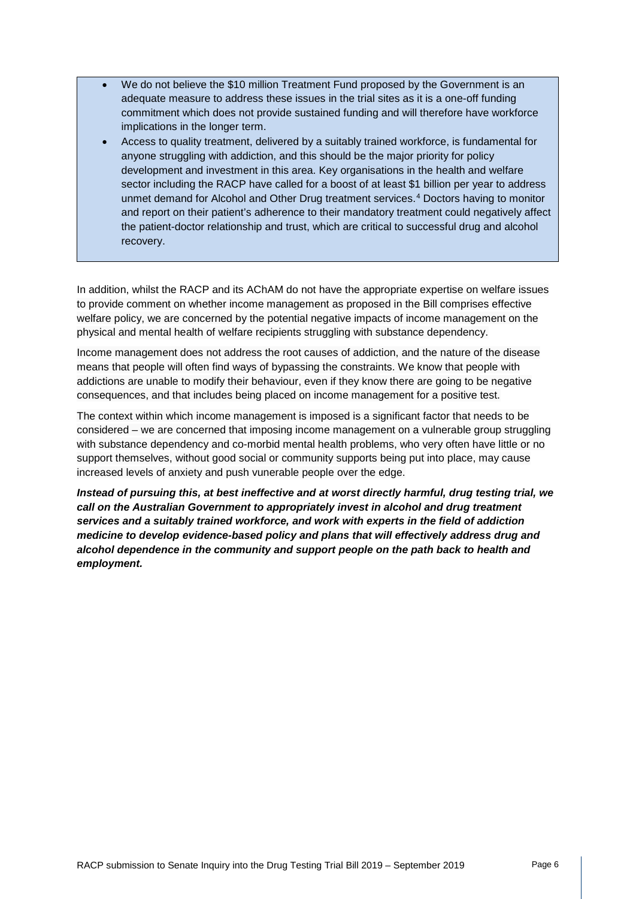- We do not believe the $10 million Treatment Fund proposed by the Government is an adequate measure to address these issues in the trial sites as it is a one-off funding commitment which does not provide sustained funding and will therefore have workforce implications in the longer term.
- Access to quality treatment, delivered by a suitably trained workforce, is fundamental for anyone struggling with addiction, and this should be the major priority for policy development and investment in this area. Key organisations in the health and welfare sector including the RACP have called for a boost of at least $1 billion per year to address unmet demand for Alcohol and Other Drug treatment services.[4] Doctors having to monitor and report on their patient's adherence to their mandatory treatment could negatively affect the patient-doctor relationship and trust, which are critical to successful drug and alcohol recovery.

In addition, whilst the RACP and its AChAM do not have the appropriate expertise on welfare issues to provide comment on whether income management as proposed in the Bill comprises effective welfare policy, we are concerned by the potential negative impacts of income management on the physical and mental health of welfare recipients struggling with substance dependency.

Income management does not address the root causes of addiction, and the nature of the disease means that people will often find ways of bypassing the constraints. We know that people with addictions are unable to modify their behaviour, even if they know there are going to be negative consequences, and that includes being placed on income management for a positive test.

The context within which income management is imposed is a significant factor that needs to be considered – we are concerned that imposing income management on a vulnerable group struggling with substance dependency and co-morbid mental health problems, who very often have little or no support themselves, without good social or community supports being put into place, may cause increased levels of anxiety and push vunerable people over the edge.

***Instead of pursuing this, at best ineffective and at worst directly harmful, drug testing trial, we call on the Australian Government to appropriately invest in alcohol and drug treatment services and a suitably trained workforce, and work with experts in the field of addiction medicine to develop evidence-based policy and plans that will effectively address drug and alcohol dependence in the community and support people on the path back to health and employment.***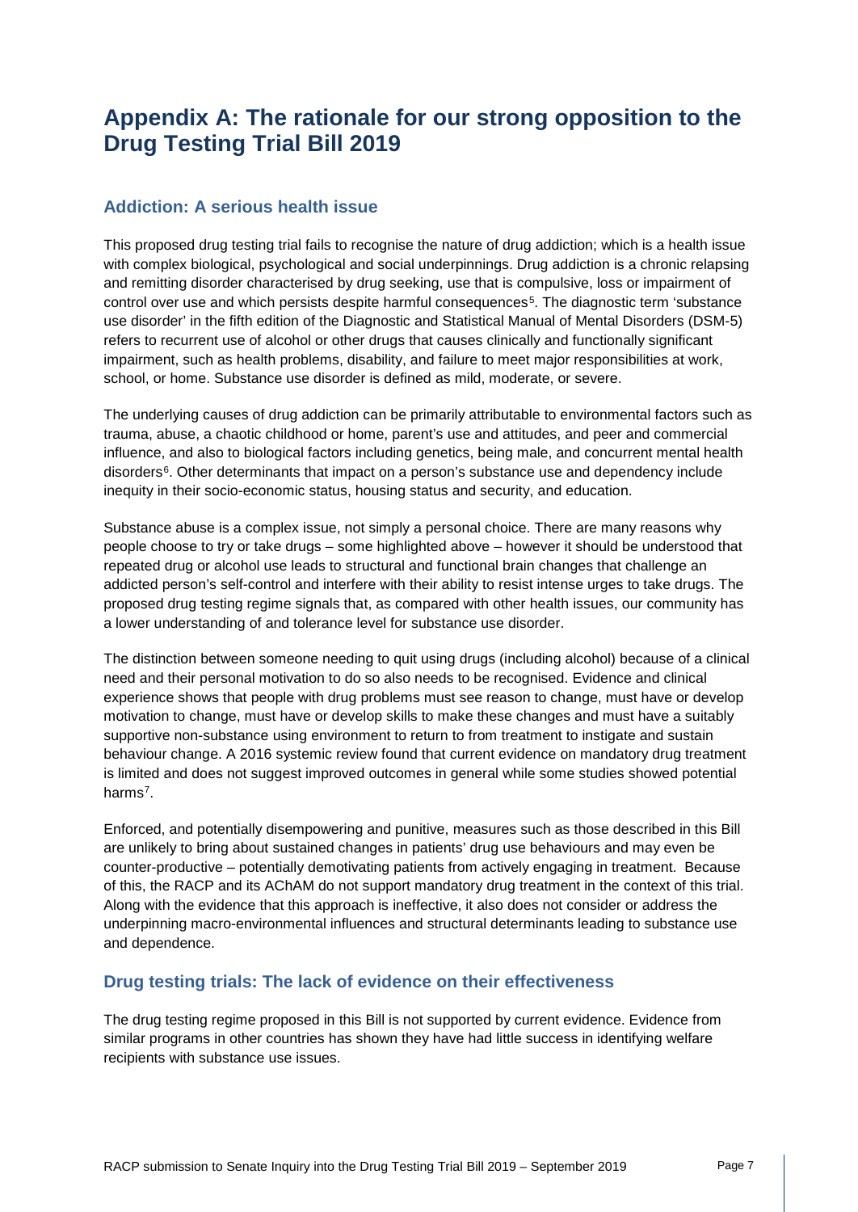# Appendix A: The rationale for our strong opposition to the Drug Testing Trial Bill 2019

## Addiction: A serious health issue

This proposed drug testing trial fails to recognise the nature of drug addiction; which is a health issue with complex biological, psychological and social underpinnings. Drug addiction is a chronic relapsing and remitting disorder characterised by drug seeking, use that is compulsive, loss or impairment of control over use and which persists despite harmful consequences[5]. The diagnostic term 'substance use disorder' in the fifth edition of the Diagnostic and Statistical Manual of Mental Disorders (DSM-5) refers to recurrent use of alcohol or other drugs that causes clinically and functionally significant impairment, such as health problems, disability, and failure to meet major responsibilities at work, school, or home. Substance use disorder is defined as mild, moderate, or severe.

The underlying causes of drug addiction can be primarily attributable to environmental factors such as trauma, abuse, a chaotic childhood or home, parent's use and attitudes, and peer and commercial influence, and also to biological factors including genetics, being male, and concurrent mental health disorders[6]. Other determinants that impact on a person's substance use and dependency include inequity in their socio-economic status, housing status and security, and education.

Substance abuse is a complex issue, not simply a personal choice. There are many reasons why people choose to try or take drugs – some highlighted above – however it should be understood that repeated drug or alcohol use leads to structural and functional brain changes that challenge an addicted person's self-control and interfere with their ability to resist intense urges to take drugs. The proposed drug testing regime signals that, as compared with other health issues, our community has a lower understanding of and tolerance level for substance use disorder.

The distinction between someone needing to quit using drugs (including alcohol) because of a clinical need and their personal motivation to do so also needs to be recognised. Evidence and clinical experience shows that people with drug problems must see reason to change, must have or develop motivation to change, must have or develop skills to make these changes and must have a suitably supportive non-substance using environment to return to from treatment to instigate and sustain behaviour change. A 2016 systemic review found that current evidence on mandatory drug treatment is limited and does not suggest improved outcomes in general while some studies showed potential harms[7].

Enforced, and potentially disempowering and punitive, measures such as those described in this Bill are unlikely to bring about sustained changes in patients' drug use behaviours and may even be counter-productive – potentially demotivating patients from actively engaging in treatment. Because of this, the RACP and its AChAM do not support mandatory drug treatment in the context of this trial. Along with the evidence that this approach is ineffective, it also does not consider or address the underpinning macro-environmental influences and structural determinants leading to substance use and dependence.

## Drug testing trials: The lack of evidence on their effectiveness

The drug testing regime proposed in this Bill is not supported by current evidence. Evidence from similar programs in other countries has shown they have had little success in identifying welfare recipients with substance use issues.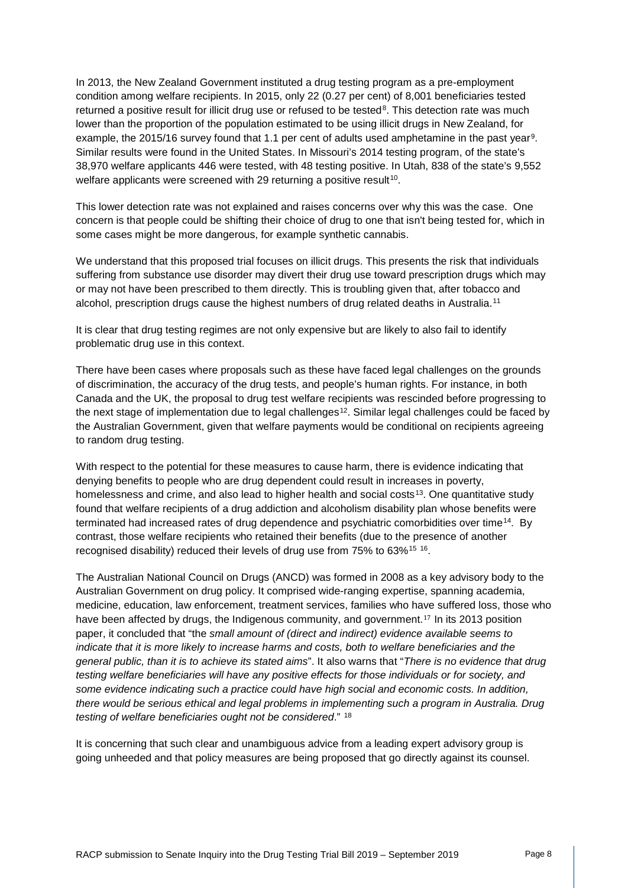In 2013, the New Zealand Government instituted a drug testing program as a pre-employment condition among welfare recipients. In 2015, only 22 (0.27 per cent) of 8,001 beneficiaries tested returned a positive result for illicit drug use or refused to be tested[8]. This detection rate was much lower than the proportion of the population estimated to be using illicit drugs in New Zealand, for example, the 2015/16 survey found that 1.1 per cent of adults used amphetamine in the past year[9]. Similar results were found in the United States. In Missouri's 2014 testing program, of the state's 38,970 welfare applicants 446 were tested, with 48 testing positive. In Utah, 838 of the state's 9,552 welfare applicants were screened with 29 returning a positive result[10].

This lower detection rate was not explained and raises concerns over why this was the case. One concern is that people could be shifting their choice of drug to one that isn't being tested for, which in some cases might be more dangerous, for example synthetic cannabis.

We understand that this proposed trial focuses on illicit drugs. This presents the risk that individuals suffering from substance use disorder may divert their drug use toward prescription drugs which may or may not have been prescribed to them directly. This is troubling given that, after tobacco and alcohol, prescription drugs cause the highest numbers of drug related deaths in Australia.[11]

It is clear that drug testing regimes are not only expensive but are likely to also fail to identify problematic drug use in this context.

There have been cases where proposals such as these have faced legal challenges on the grounds of discrimination, the accuracy of the drug tests, and people's human rights. For instance, in both Canada and the UK, the proposal to drug test welfare recipients was rescinded before progressing to the next stage of implementation due to legal challenges[12]. Similar legal challenges could be faced by the Australian Government, given that welfare payments would be conditional on recipients agreeing to random drug testing.

With respect to the potential for these measures to cause harm, there is evidence indicating that denying benefits to people who are drug dependent could result in increases in poverty, homelessness and crime, and also lead to higher health and social costs[13]. One quantitative study found that welfare recipients of a drug addiction and alcoholism disability plan whose benefits were terminated had increased rates of drug dependence and psychiatric comorbidities over time[14]. By contrast, those welfare recipients who retained their benefits (due to the presence of another recognised disability) reduced their levels of drug use from 75% to 63%[15 16].

The Australian National Council on Drugs (ANCD) was formed in 2008 as a key advisory body to the Australian Government on drug policy. It comprised wide-ranging expertise, spanning academia, medicine, education, law enforcement, treatment services, families who have suffered loss, those who have been affected by drugs, the Indigenous community, and government.[17] In its 2013 position paper, it concluded that "the *small amount of (direct and indirect) evidence available seems to indicate that it is more likely to increase harms and costs, both to welfare beneficiaries and the general public, than it is to achieve its stated aims*". It also warns that "*There is no evidence that drug testing welfare beneficiaries will have any positive effects for those individuals or for society, and some evidence indicating such a practice could have high social and economic costs. In addition, there would be serious ethical and legal problems in implementing such a program in Australia. Drug testing of welfare beneficiaries ought not be considered*." [18]

It is concerning that such clear and unambiguous advice from a leading expert advisory group is going unheeded and that policy measures are being proposed that go directly against its counsel.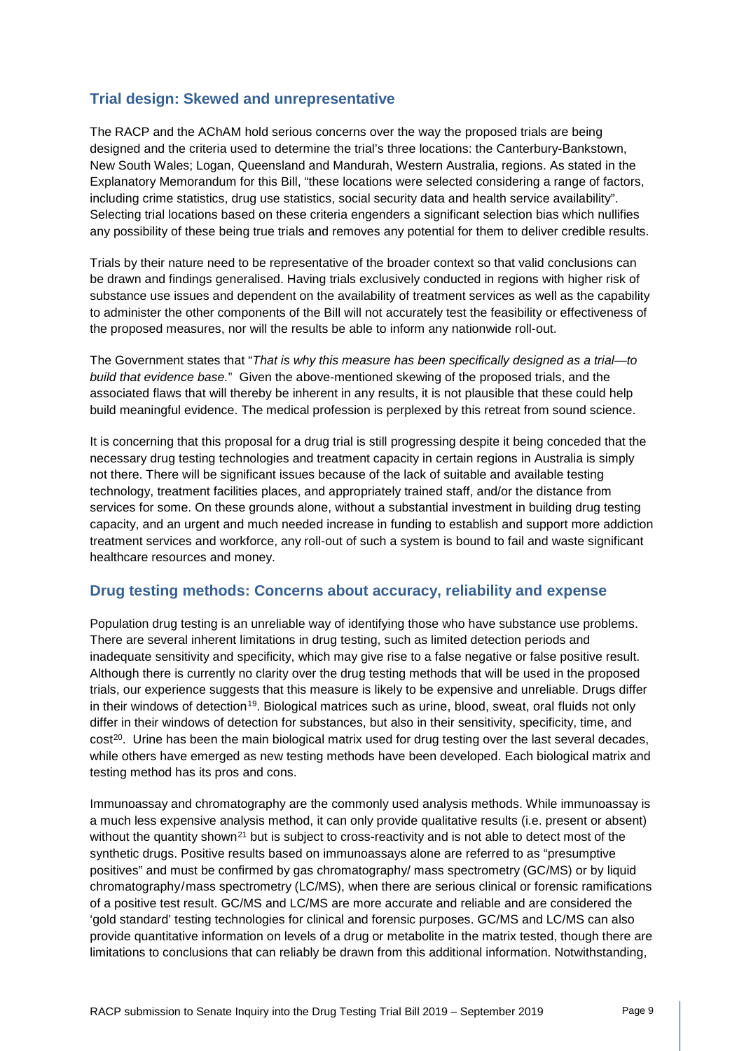## Trial design: Skewed and unrepresentative

The RACP and the AChAM hold serious concerns over the way the proposed trials are being designed and the criteria used to determine the trial's three locations: the Canterbury-Bankstown, New South Wales; Logan, Queensland and Mandurah, Western Australia, regions. As stated in the Explanatory Memorandum for this Bill, "these locations were selected considering a range of factors, including crime statistics, drug use statistics, social security data and health service availability". Selecting trial locations based on these criteria engenders a significant selection bias which nullifies any possibility of these being true trials and removes any potential for them to deliver credible results.

Trials by their nature need to be representative of the broader context so that valid conclusions can be drawn and findings generalised. Having trials exclusively conducted in regions with higher risk of substance use issues and dependent on the availability of treatment services as well as the capability to administer the other components of the Bill will not accurately test the feasibility or effectiveness of the proposed measures, nor will the results be able to inform any nationwide roll-out.

The Government states that "*That is why this measure has been specifically designed as a trial—to build that evidence base.*" Given the above-mentioned skewing of the proposed trials, and the associated flaws that will thereby be inherent in any results, it is not plausible that these could help build meaningful evidence. The medical profession is perplexed by this retreat from sound science.

It is concerning that this proposal for a drug trial is still progressing despite it being conceded that the necessary drug testing technologies and treatment capacity in certain regions in Australia is simply not there. There will be significant issues because of the lack of suitable and available testing technology, treatment facilities places, and appropriately trained staff, and/or the distance from services for some. On these grounds alone, without a substantial investment in building drug testing capacity, and an urgent and much needed increase in funding to establish and support more addiction treatment services and workforce, any roll-out of such a system is bound to fail and waste significant healthcare resources and money.

## Drug testing methods: Concerns about accuracy, reliability and expense

Population drug testing is an unreliable way of identifying those who have substance use problems. There are several inherent limitations in drug testing, such as limited detection periods and inadequate sensitivity and specificity, which may give rise to a false negative or false positive result. Although there is currently no clarity over the drug testing methods that will be used in the proposed trials, our experience suggests that this measure is likely to be expensive and unreliable. Drugs differ in their windows of detection[19]. Biological matrices such as urine, blood, sweat, oral fluids not only differ in their windows of detection for substances, but also in their sensitivity, specificity, time, and cost[20]. Urine has been the main biological matrix used for drug testing over the last several decades, while others have emerged as new testing methods have been developed. Each biological matrix and testing method has its pros and cons.

Immunoassay and chromatography are the commonly used analysis methods. While immunoassay is a much less expensive analysis method, it can only provide qualitative results (i.e. present or absent) without the quantity shown[21] but is subject to cross-reactivity and is not able to detect most of the synthetic drugs. Positive results based on immunoassays alone are referred to as "presumptive positives" and must be confirmed by gas chromatography/ mass spectrometry (GC/MS) or by liquid chromatography/mass spectrometry (LC/MS), when there are serious clinical or forensic ramifications of a positive test result. GC/MS and LC/MS are more accurate and reliable and are considered the 'gold standard' testing technologies for clinical and forensic purposes. GC/MS and LC/MS can also provide quantitative information on levels of a drug or metabolite in the matrix tested, though there are limitations to conclusions that can reliably be drawn from this additional information. Notwithstanding,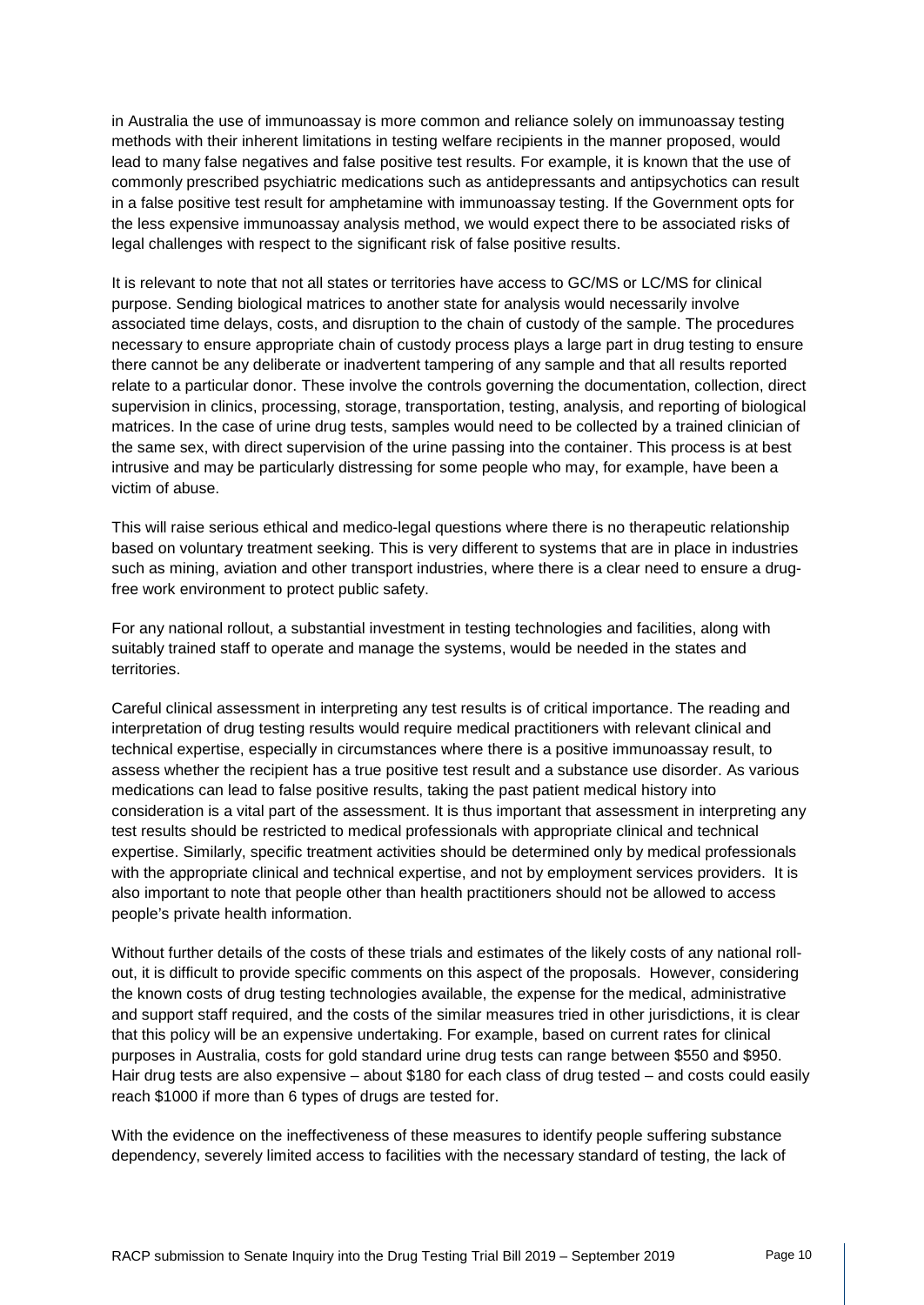in Australia the use of immunoassay is more common and reliance solely on immunoassay testing methods with their inherent limitations in testing welfare recipients in the manner proposed, would lead to many false negatives and false positive test results. For example, it is known that the use of commonly prescribed psychiatric medications such as antidepressants and antipsychotics can result in a false positive test result for amphetamine with immunoassay testing. If the Government opts for the less expensive immunoassay analysis method, we would expect there to be associated risks of legal challenges with respect to the significant risk of false positive results.

It is relevant to note that not all states or territories have access to GC/MS or LC/MS for clinical purpose. Sending biological matrices to another state for analysis would necessarily involve associated time delays, costs, and disruption to the chain of custody of the sample. The procedures necessary to ensure appropriate chain of custody process plays a large part in drug testing to ensure there cannot be any deliberate or inadvertent tampering of any sample and that all results reported relate to a particular donor. These involve the controls governing the documentation, collection, direct supervision in clinics, processing, storage, transportation, testing, analysis, and reporting of biological matrices. In the case of urine drug tests, samples would need to be collected by a trained clinician of the same sex, with direct supervision of the urine passing into the container. This process is at best intrusive and may be particularly distressing for some people who may, for example, have been a victim of abuse.

This will raise serious ethical and medico-legal questions where there is no therapeutic relationship based on voluntary treatment seeking. This is very different to systems that are in place in industries such as mining, aviation and other transport industries, where there is a clear need to ensure a drug-free work environment to protect public safety.

For any national rollout, a substantial investment in testing technologies and facilities, along with suitably trained staff to operate and manage the systems, would be needed in the states and territories.

Careful clinical assessment in interpreting any test results is of critical importance. The reading and interpretation of drug testing results would require medical practitioners with relevant clinical and technical expertise, especially in circumstances where there is a positive immunoassay result, to assess whether the recipient has a true positive test result and a substance use disorder. As various medications can lead to false positive results, taking the past patient medical history into consideration is a vital part of the assessment. It is thus important that assessment in interpreting any test results should be restricted to medical professionals with appropriate clinical and technical expertise. Similarly, specific treatment activities should be determined only by medical professionals with the appropriate clinical and technical expertise, and not by employment services providers. It is also important to note that people other than health practitioners should not be allowed to access people's private health information.

Without further details of the costs of these trials and estimates of the likely costs of any national roll-out, it is difficult to provide specific comments on this aspect of the proposals. However, considering the known costs of drug testing technologies available, the expense for the medical, administrative and support staff required, and the costs of the similar measures tried in other jurisdictions, it is clear that this policy will be an expensive undertaking. For example, based on current rates for clinical purposes in Australia, costs for gold standard urine drug tests can range between $550 and $950. Hair drug tests are also expensive – about $180 for each class of drug tested – and costs could easily reach $1000 if more than 6 types of drugs are tested for.

With the evidence on the ineffectiveness of these measures to identify people suffering substance dependency, severely limited access to facilities with the necessary standard of testing, the lack of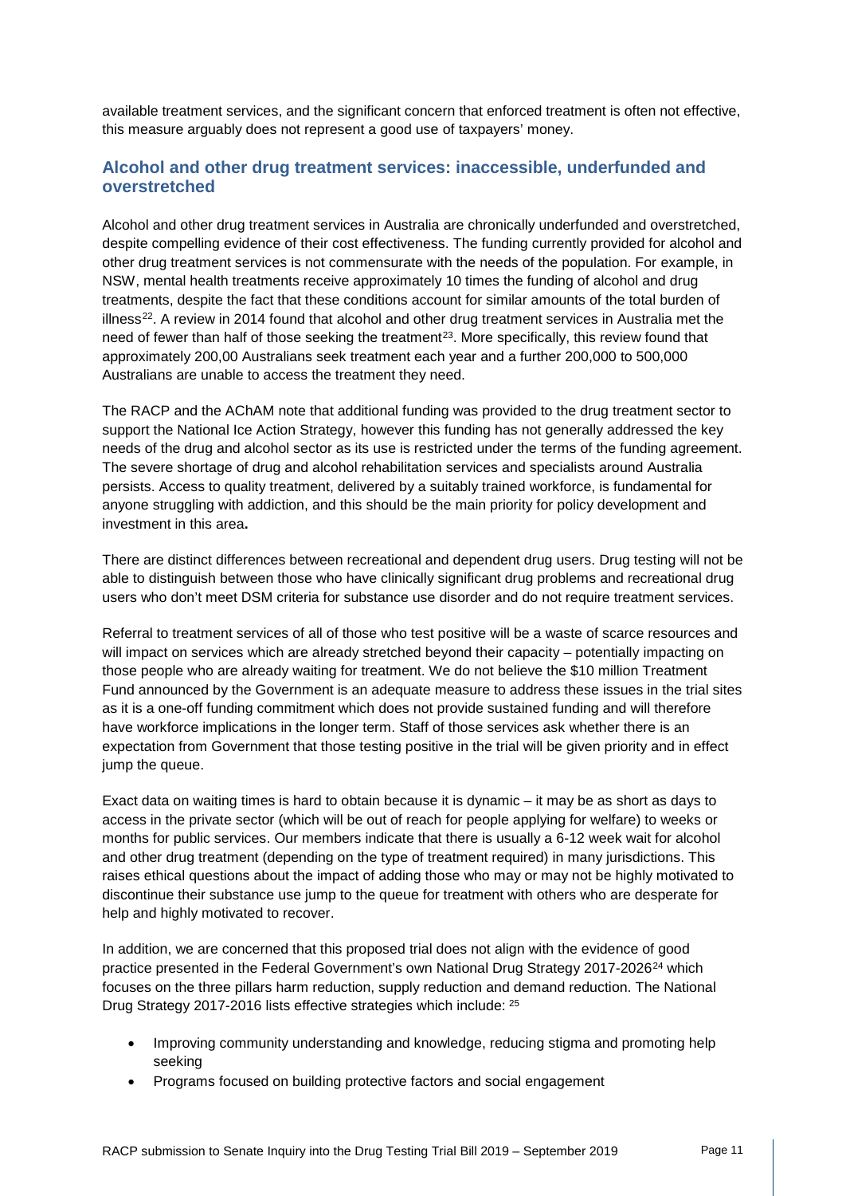available treatment services, and the significant concern that enforced treatment is often not effective, this measure arguably does not represent a good use of taxpayers' money.

## Alcohol and other drug treatment services: inaccessible, underfunded and overstretched

Alcohol and other drug treatment services in Australia are chronically underfunded and overstretched, despite compelling evidence of their cost effectiveness. The funding currently provided for alcohol and other drug treatment services is not commensurate with the needs of the population. For example, in NSW, mental health treatments receive approximately 10 times the funding of alcohol and drug treatments, despite the fact that these conditions account for similar amounts of the total burden of illness[22]. A review in 2014 found that alcohol and other drug treatment services in Australia met the need of fewer than half of those seeking the treatment[23]. More specifically, this review found that approximately 200,00 Australians seek treatment each year and a further 200,000 to 500,000 Australians are unable to access the treatment they need.

The RACP and the AChAM note that additional funding was provided to the drug treatment sector to support the National Ice Action Strategy, however this funding has not generally addressed the key needs of the drug and alcohol sector as its use is restricted under the terms of the funding agreement. The severe shortage of drug and alcohol rehabilitation services and specialists around Australia persists. Access to quality treatment, delivered by a suitably trained workforce, is fundamental for anyone struggling with addiction, and this should be the main priority for policy development and investment in this area**.**

There are distinct differences between recreational and dependent drug users. Drug testing will not be able to distinguish between those who have clinically significant drug problems and recreational drug users who don't meet DSM criteria for substance use disorder and do not require treatment services.

Referral to treatment services of all of those who test positive will be a waste of scarce resources and will impact on services which are already stretched beyond their capacity – potentially impacting on those people who are already waiting for treatment. We do not believe the $10 million Treatment Fund announced by the Government is an adequate measure to address these issues in the trial sites as it is a one-off funding commitment which does not provide sustained funding and will therefore have workforce implications in the longer term. Staff of those services ask whether there is an expectation from Government that those testing positive in the trial will be given priority and in effect jump the queue.

Exact data on waiting times is hard to obtain because it is dynamic – it may be as short as days to access in the private sector (which will be out of reach for people applying for welfare) to weeks or months for public services. Our members indicate that there is usually a 6-12 week wait for alcohol and other drug treatment (depending on the type of treatment required) in many jurisdictions. This raises ethical questions about the impact of adding those who may or may not be highly motivated to discontinue their substance use jump to the queue for treatment with others who are desperate for help and highly motivated to recover.

In addition, we are concerned that this proposed trial does not align with the evidence of good practice presented in the Federal Government's own National Drug Strategy 2017-2026[24] which focuses on the three pillars harm reduction, supply reduction and demand reduction. The National Drug Strategy 2017-2016 lists effective strategies which include: [25]

- Improving community understanding and knowledge, reducing stigma and promoting help seeking
- Programs focused on building protective factors and social engagement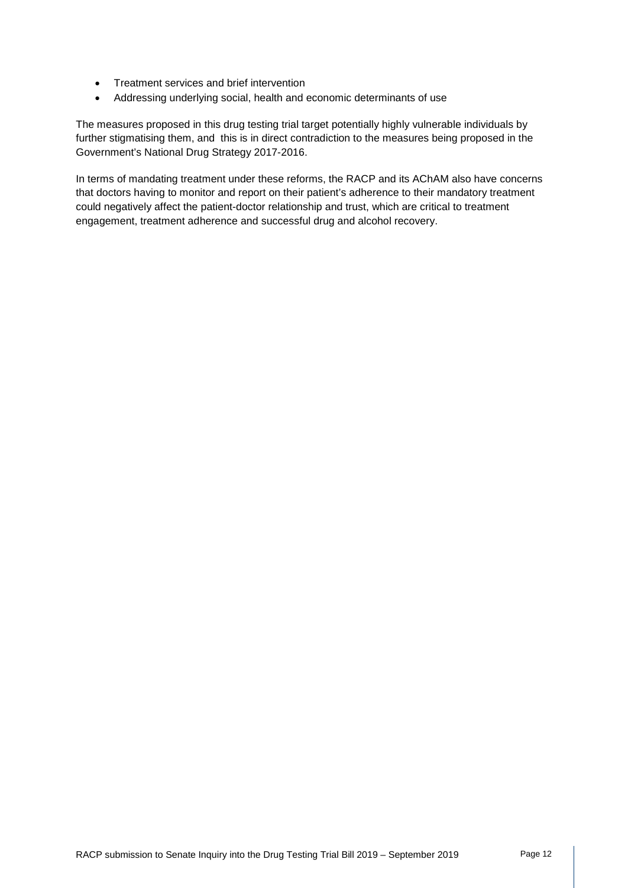- Treatment services and brief intervention
- Addressing underlying social, health and economic determinants of use

The measures proposed in this drug testing trial target potentially highly vulnerable individuals by further stigmatising them, and  this is in direct contradiction to the measures being proposed in the Government's National Drug Strategy 2017-2016.

In terms of mandating treatment under these reforms, the RACP and its AChAM also have concerns that doctors having to monitor and report on their patient's adherence to their mandatory treatment could negatively affect the patient-doctor relationship and trust, which are critical to treatment engagement, treatment adherence and successful drug and alcohol recovery.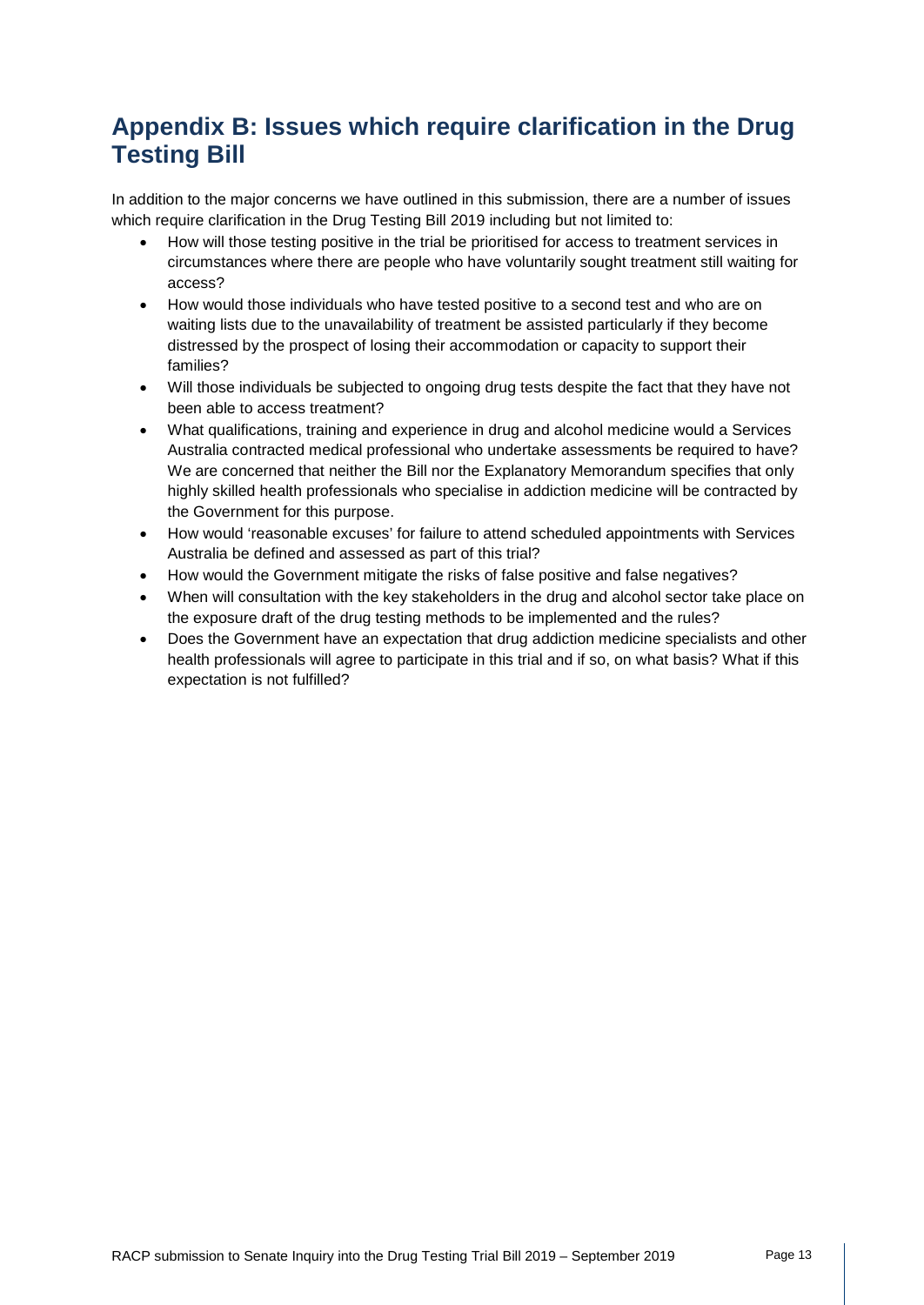## Appendix B: Issues which require clarification in the Drug Testing Bill

In addition to the major concerns we have outlined in this submission, there are a number of issues which require clarification in the Drug Testing Bill 2019 including but not limited to:

- How will those testing positive in the trial be prioritised for access to treatment services in circumstances where there are people who have voluntarily sought treatment still waiting for access?
- How would those individuals who have tested positive to a second test and who are on waiting lists due to the unavailability of treatment be assisted particularly if they become distressed by the prospect of losing their accommodation or capacity to support their families?
- Will those individuals be subjected to ongoing drug tests despite the fact that they have not been able to access treatment?
- What qualifications, training and experience in drug and alcohol medicine would a Services Australia contracted medical professional who undertake assessments be required to have? We are concerned that neither the Bill nor the Explanatory Memorandum specifies that only highly skilled health professionals who specialise in addiction medicine will be contracted by the Government for this purpose.
- How would 'reasonable excuses' for failure to attend scheduled appointments with Services Australia be defined and assessed as part of this trial?
- How would the Government mitigate the risks of false positive and false negatives?
- When will consultation with the key stakeholders in the drug and alcohol sector take place on the exposure draft of the drug testing methods to be implemented and the rules?
- Does the Government have an expectation that drug addiction medicine specialists and other health professionals will agree to participate in this trial and if so, on what basis? What if this expectation is not fulfilled?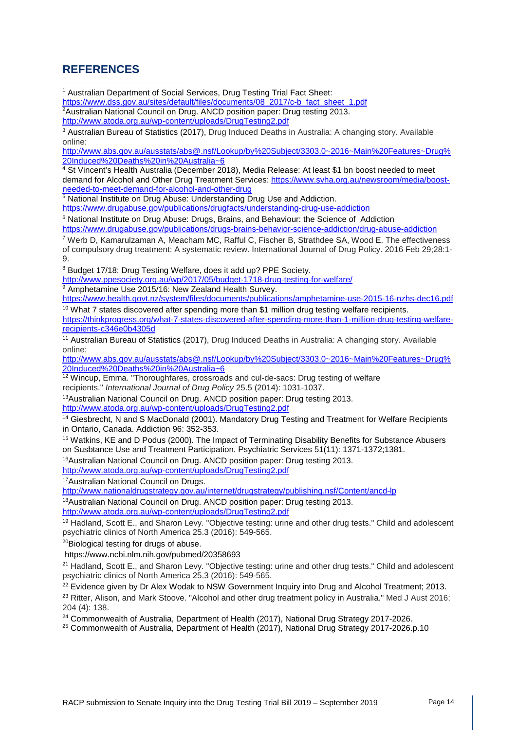## REFERENCES

[1] Australian Department of Social Services, Drug Testing Trial Fact Sheet: https://www.dss.gov.au/sites/default/files/documents/08_2017/c-b_fact_sheet_1.pdf

[2] Australian National Council on Drug. ANCD position paper: Drug testing 2013. http://www.atoda.org.au/wp-content/uploads/DrugTesting2.pdf

[3] Australian Bureau of Statistics (2017), Drug Induced Deaths in Australia: A changing story. Available online: http://www.abs.gov.au/ausstats/abs@.nsf/Lookup/by%20Subject/3303.0~2016~Main%20Features~Drug%20Induced%20Deaths%20in%20Australia~6

[4] St Vincent's Health Australia (December 2018), Media Release: At least $1 bn boost needed to meet demand for Alcohol and Other Drug Treatment Services: https://www.svha.org.au/newsroom/media/boost-needed-to-meet-demand-for-alcohol-and-other-drug

[5] National Institute on Drug Abuse: Understanding Drug Use and Addiction. https://www.drugabuse.gov/publications/drugfacts/understanding-drug-use-addiction

[6] National Institute on Drug Abuse: Drugs, Brains, and Behaviour: the Science of Addiction https://www.drugabuse.gov/publications/drugs-brains-behavior-science-addiction/drug-abuse-addiction

[7] Werb D, Kamarulzaman A, Meacham MC, Rafful C, Fischer B, Strathdee SA, Wood E. The effectiveness of compulsory drug treatment: A systematic review. International Journal of Drug Policy. 2016 Feb 29;28:1-9.

[8] Budget 17/18: Drug Testing Welfare, does it add up? PPE Society. http://www.ppesociety.org.au/wp/2017/05/budget-1718-drug-testing-for-welfare/

[9] Amphetamine Use 2015/16: New Zealand Health Survey. https://www.health.govt.nz/system/files/documents/publications/amphetamine-use-2015-16-nzhs-dec16.pdf

[10] What 7 states discovered after spending more than $1 million drug testing welfare recipients. https://thinkprogress.org/what-7-states-discovered-after-spending-more-than-1-million-drug-testing-welfare-recipients-c346e0b4305d

[11] Australian Bureau of Statistics (2017), Drug Induced Deaths in Australia: A changing story. Available online: http://www.abs.gov.au/ausstats/abs@.nsf/Lookup/by%20Subject/3303.0~2016~Main%20Features~Drug%20Induced%20Deaths%20in%20Australia~6

[12] Wincup, Emma. "Thoroughfares, crossroads and cul-de-sacs: Drug testing of welfare recipients." *International Journal of Drug Policy* 25.5 (2014): 1031-1037.

[13] Australian National Council on Drug. ANCD position paper: Drug testing 2013. http://www.atoda.org.au/wp-content/uploads/DrugTesting2.pdf

[14] Giesbrecht, N and S MacDonald (2001). Mandatory Drug Testing and Treatment for Welfare Recipients in Ontario, Canada. Addiction 96: 352-353.

[15] Watkins, KE and D Podus (2000). The Impact of Terminating Disability Benefits for Substance Abusers on Susbtance Use and Treatment Participation. Psychiatric Services 51(11): 1371-1372;1381.

[16] Australian National Council on Drug. ANCD position paper: Drug testing 2013. http://www.atoda.org.au/wp-content/uploads/DrugTesting2.pdf

[17] Australian National Council on Drugs. http://www.nationaldrugstrategy.gov.au/internet/drugstrategy/publishing.nsf/Content/ancd-lp

[18] Australian National Council on Drug. ANCD position paper: Drug testing 2013. http://www.atoda.org.au/wp-content/uploads/DrugTesting2.pdf

[19] Hadland, Scott E., and Sharon Levy. "Objective testing: urine and other drug tests." Child and adolescent psychiatric clinics of North America 25.3 (2016): 549-565.

[20] Biological testing for drugs of abuse. https://www.ncbi.nlm.nih.gov/pubmed/20358693

[21] Hadland, Scott E., and Sharon Levy. "Objective testing: urine and other drug tests." Child and adolescent psychiatric clinics of North America 25.3 (2016): 549-565.

[22] Evidence given by Dr Alex Wodak to NSW Government Inquiry into Drug and Alcohol Treatment; 2013.

[23] Ritter, Alison, and Mark Stoove. "Alcohol and other drug treatment policy in Australia." Med J Aust 2016; 204 (4): 138.

[24] Commonwealth of Australia, Department of Health (2017), National Drug Strategy 2017-2026.

[25] Commonwealth of Australia, Department of Health (2017), National Drug Strategy 2017-2026.p.10